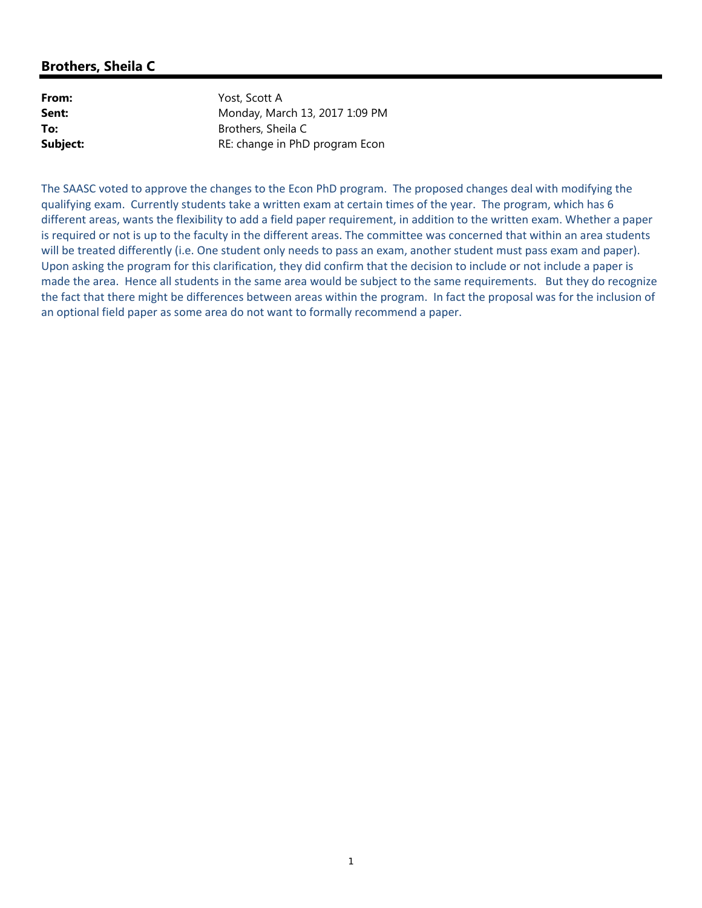## Brothers, Sheila C

**From:** Yost, Scott A
**Sent:** Monday, March 13, 2017 1:09 PM
**To:** Brothers, Sheila C
**Subject:** RE: change in PhD program Econ

The SAASC voted to approve the changes to the Econ PhD program. The proposed changes deal with modifying the qualifying exam. Currently students take a written exam at certain times of the year. The program, which has 6 different areas, wants the flexibility to add a field paper requirement, in addition to the written exam. Whether a paper is required or not is up to the faculty in the different areas. The committee was concerned that within an area students will be treated differently (i.e. One student only needs to pass an exam, another student must pass exam and paper). Upon asking the program for this clarification, they did confirm that the decision to include or not include a paper is made the area. Hence all students in the same area would be subject to the same requirements. But they do recognize the fact that there might be differences between areas within the program. In fact the proposal was for the inclusion of an optional field paper as some area do not want to formally recommend a paper.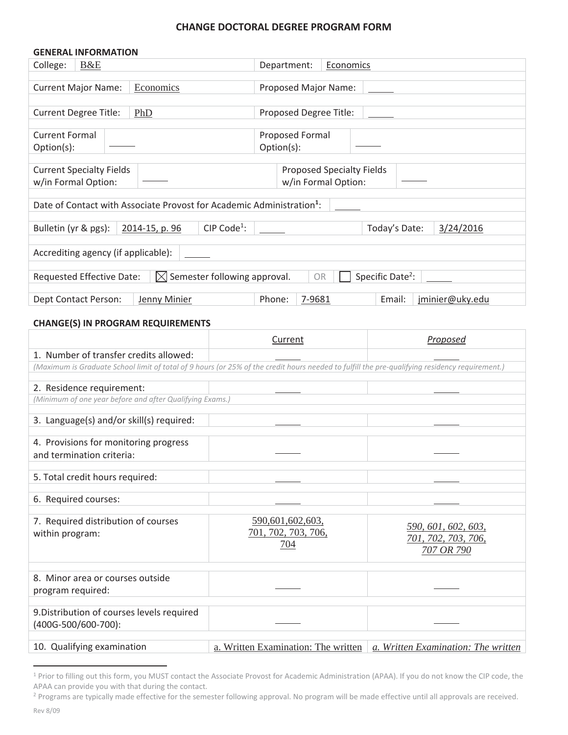# CHANGE DOCTORAL DEGREE PROGRAM FORM

## GENERAL INFORMATION

| | | | |
|---|---|---|---|
| College: | B&E | Department: | Economics |
| Current Major Name: | Economics | Proposed Major Name: | |
| Current Degree Title: | PhD | Proposed Degree Title: | |
| Current Formal Option(s): | | Proposed Formal Option(s): | |
| Current Specialty Fields w/in Formal Option: | | Proposed Specialty Fields w/in Formal Option: | |

Date of Contact with Associate Provost for Academic Administration[1]:

| | | | | | |
|---|---|---|---|---|---|
| Bulletin (yr & pgs): | 2014-15, p. 96 | CIP Code[1]: | | Today's Date: | 3/24/2016 |

Accrediting agency (if applicable):

Requested Effective Date: ☒ Semester following approval. OR ☐ Specific Date[2]:

| | | | | | |
|---|---|---|---|---|---|
| Dept Contact Person: | Jenny Minier | Phone: | 7-9681 | Email: | jminier@uky.edu |

## CHANGE(S) IN PROGRAM REQUIREMENTS

| | Current | *Proposed* |
|---|---|---|
| 1. Number of transfer credits allowed: | | |
| *(Maximum is Graduate School limit of total of 9 hours (or 25% of the credit hours needed to fulfill the pre-qualifying residency requirement.)* | | |
| 2. Residence requirement: | | |
| *(Minimum of one year before and after Qualifying Exams.)* | | |
| 3. Language(s) and/or skill(s) required: | | |
| 4. Provisions for monitoring progress and termination criteria: | | |
| 5. Total credit hours required: | | |
| 6. Required courses: | | |
| 7. Required distribution of courses within program: | 590,601,602,603, 701, 702, 703, 706, 704 | *590, 601, 602, 603, 701, 702, 703, 706, 707 OR 790* |
| 8. Minor area or courses outside program required: | | |
| 9. Distribution of courses levels required (400G-500/600-700): | | |
| 10. Qualifying examination | a. Written Examination: The written | *a. Written Examination: The written* |

[1] Prior to filling out this form, you MUST contact the Associate Provost for Academic Administration (APAA). If you do not know the CIP code, the APAA can provide you with that during the contact.

[2] Programs are typically made effective for the semester following approval. No program will be made effective until all approvals are received.

Rev 8/09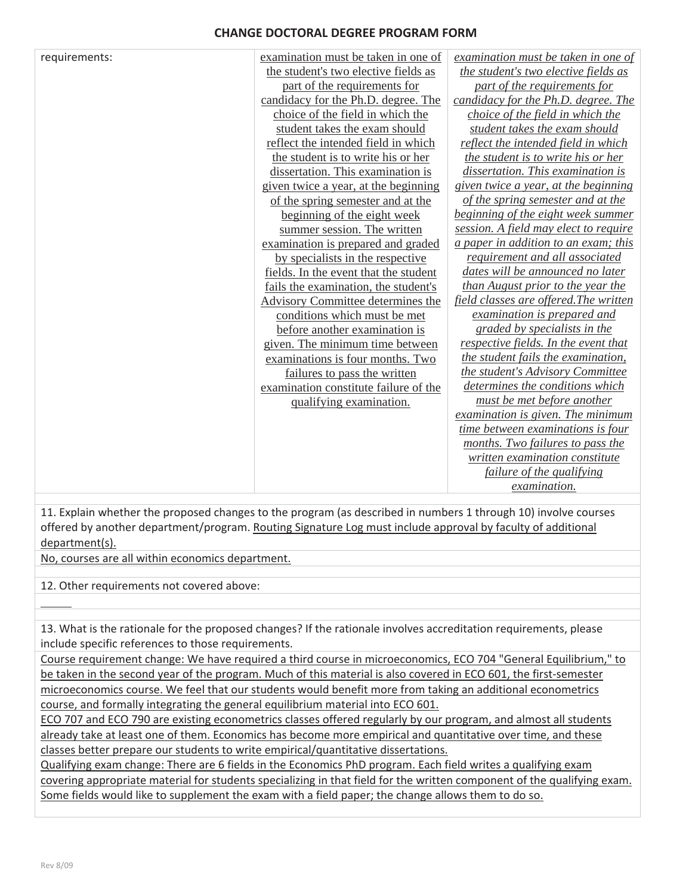# CHANGE DOCTORAL DEGREE PROGRAM FORM

| requirements: | examination must be taken in one of the student's two elective fields as part of the requirements for candidacy for the Ph.D. degree. The choice of the field in which the student takes the exam should reflect the intended field in which the student is to write his or her dissertation. This examination is given twice a year, at the beginning of the spring semester and at the beginning of the eight week summer session. The written examination is prepared and graded by specialists in the respective fields. In the event that the student fails the examination, the student's Advisory Committee determines the conditions which must be met before another examination is given. The minimum time between examinations is four months. Two failures to pass the written examination constitute failure of the qualifying examination. | *examination must be taken in one of the student's two elective fields as part of the requirements for candidacy for the Ph.D. degree. The choice of the field in which the student takes the exam should reflect the intended field in which the student is to write his or her dissertation. This examination is given twice a year, at the beginning of the spring semester and at the beginning of the eight week summer session. A field may elect to require a paper in addition to an exam; this requirement and all associated dates will be announced no later than August prior to the year the field classes are offered.The written examination is prepared and graded by specialists in the respective fields. In the event that the student fails the examination, the student's Advisory Committee determines the conditions which must be met before another examination is given. The minimum time between examinations is four months. Two failures to pass the written examination constitute failure of the qualifying examination.* |
|---|---|---|

11. Explain whether the proposed changes to the program (as described in numbers 1 through 10) involve courses offered by another department/program. Routing Signature Log must include approval by faculty of additional department(s).

No, courses are all within economics department.

12. Other requirements not covered above:

13. What is the rationale for the proposed changes? If the rationale involves accreditation requirements, please include specific references to those requirements.

Course requirement change: We have required a third course in microeconomics, ECO 704 "General Equilibrium," to be taken in the second year of the program. Much of this material is also covered in ECO 601, the first-semester microeconomics course. We feel that our students would benefit more from taking an additional econometrics course, and formally integrating the general equilibrium material into ECO 601.

ECO 707 and ECO 790 are existing econometrics classes offered regularly by our program, and almost all students already take at least one of them. Economics has become more empirical and quantitative over time, and these classes better prepare our students to write empirical/quantitative dissertations.

Qualifying exam change: There are 6 fields in the Economics PhD program. Each field writes a qualifying exam covering appropriate material for students specializing in that field for the written component of the qualifying exam. Some fields would like to supplement the exam with a field paper; the change allows them to do so.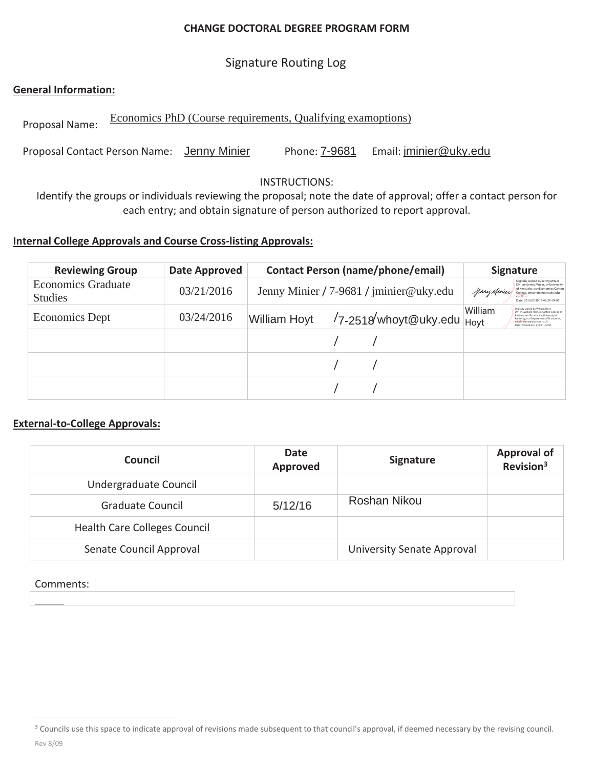**CHANGE DOCTORAL DEGREE PROGRAM FORM**

Signature Routing Log

**General Information:**

Proposal Name: Economics PhD (Course requirements, Qualifying examoptions)

Proposal Contact Person Name: Jenny Minier Phone: 7-9681 Email: jminier@uky.edu

INSTRUCTIONS:
Identify the groups or individuals reviewing the proposal; note the date of approval; offer a contact person for each entry; and obtain signature of person authorized to report approval.

**Internal College Approvals and Course Cross-listing Approvals:**

| Reviewing Group | Date Approved | Contact Person (name/phone/email) | Signature |
|---|---|---|---|
| Economics Graduate Studies | 03/21/2016 | Jenny Minier / 7-9681 / jminier@uky.edu | Jenny Minier (Digitally signed by Jenny Minier DN: cn=Jenny Minier, o=University of Kentucky, ou=Economics/Gatton College, email=jminier@uky.edu, c=US Date: 2016.03.30 19:48:24 -04'00') |
| Economics Dept | 03/24/2016 | William Hoyt / 7-2518 / whoyt@uky.edu | William Hoyt (Digitally signed by William Hoyt DN: cn=William Hoyt, o=Gatton College of Business and Economics, University of Kentucky, ou=Department of Economics, email=whoyt@uky.edu, c=US Date: 2016.04.04 13:13:31 -04'00') |
| | | / / | |
| | | / / | |
| | | / / | |

**External-to-College Approvals:**

| Council | Date Approved | Signature | Approval of Revision[3] |
|---|---|---|---|
| Undergraduate Council | | | |
| Graduate Council | 5/12/16 | Roshan Nikou | |
| Health Care Colleges Council | | | |
| Senate Council Approval | | University Senate Approval | |

Comments:

[3] Councils use this space to indicate approval of revisions made subsequent to that council's approval, if deemed necessary by the revising council.

Rev 8/09